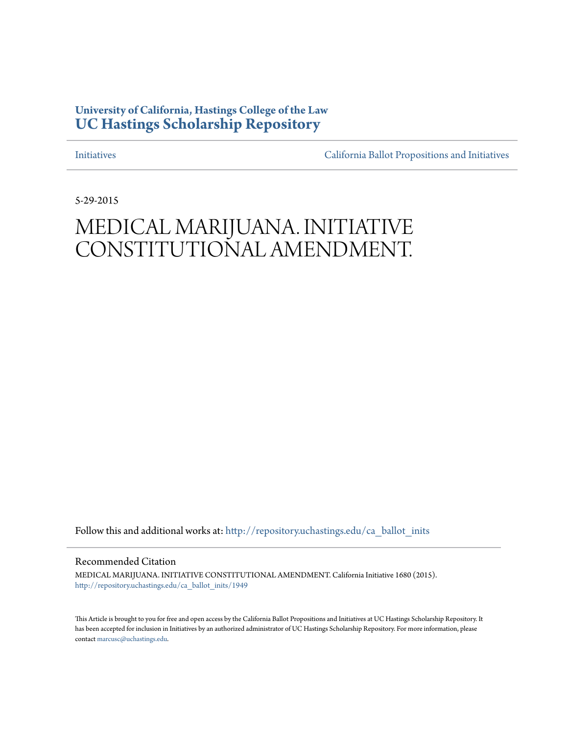**University of California, Hastings College of the Law**
**UC Hastings Scholarship Repository**

Initiatives | California Ballot Propositions and Initiatives

5-29-2015

# MEDICAL MARIJUANA. INITIATIVE CONSTITUTIONAL AMENDMENT.

Follow this and additional works at: http://repository.uchastings.edu/ca_ballot_inits

## Recommended Citation

MEDICAL MARIJUANA. INITIATIVE CONSTITUTIONAL AMENDMENT. California Initiative 1680 (2015).
http://repository.uchastings.edu/ca_ballot_inits/1949

This Article is brought to you for free and open access by the California Ballot Propositions and Initiatives at UC Hastings Scholarship Repository. It has been accepted for inclusion in Initiatives by an authorized administrator of UC Hastings Scholarship Repository. For more information, please contact marcusc@uchastings.edu.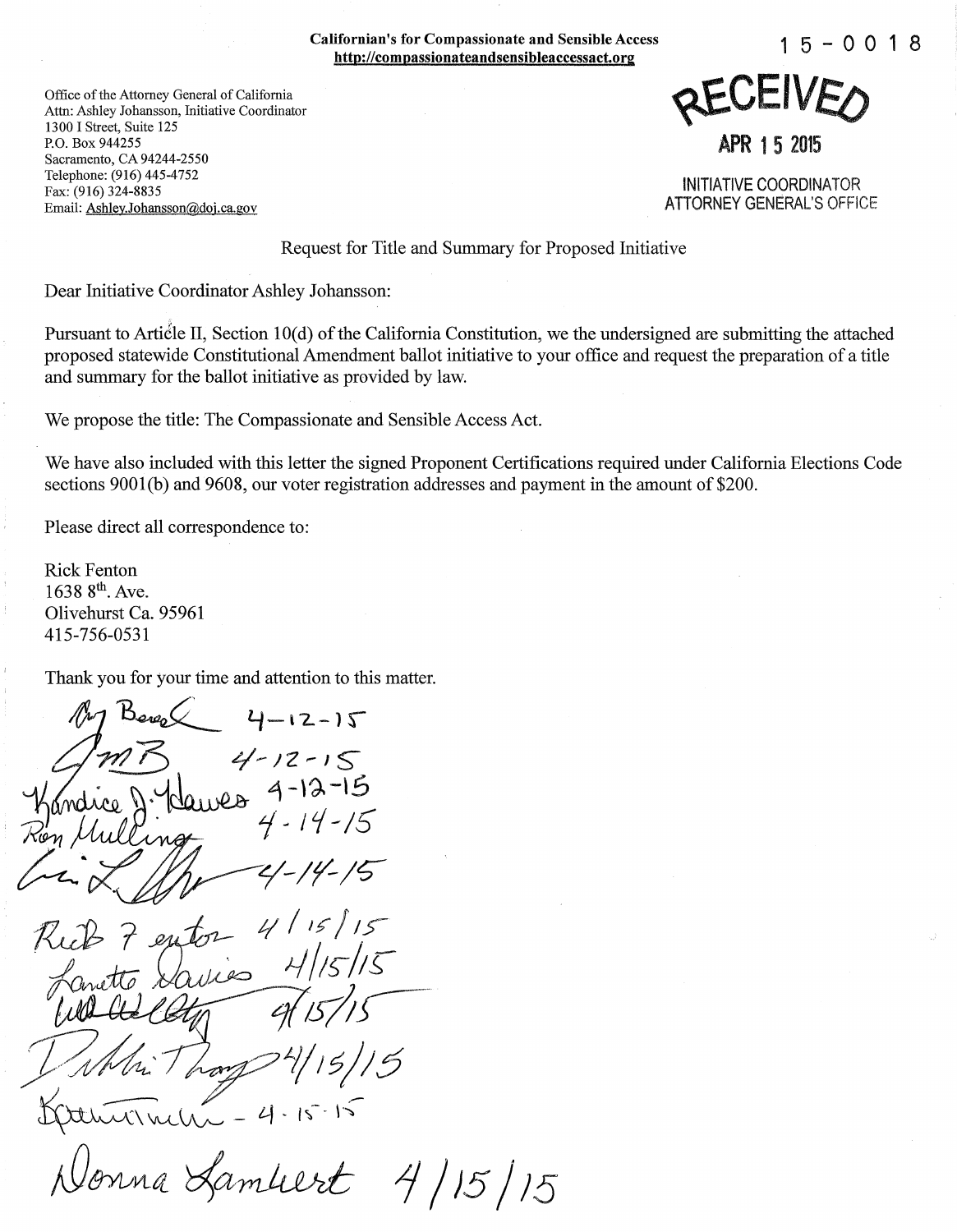Californian's for Compassionate and Sensible Access
http://compassionateandsensibleaccessact.org

15-0018

RECEIVED

APR 15 2015

INITIATIVE COORDINATOR
ATTORNEY GENERAL'S OFFICE

Office of the Attorney General of California
Attn: Ashley Johansson, Initiative Coordinator
1300 I Street, Suite 125
P.O. Box 944255
Sacramento, CA 94244-2550
Telephone: (916) 445-4752
Fax: (916) 324-8835
Email: Ashley.Johansson@doj.ca.gov

Request for Title and Summary for Proposed Initiative

Dear Initiative Coordinator Ashley Johansson:

Pursuant to Article II, Section 10(d) of the California Constitution, we the undersigned are submitting the attached proposed statewide Constitutional Amendment ballot initiative to your office and request the preparation of a title and summary for the ballot initiative as provided by law.

We propose the title: The Compassionate and Sensible Access Act.

We have also included with this letter the signed Proponent Certifications required under California Elections Code sections 9001(b) and 9608, our voter registration addresses and payment in the amount of $200.

Please direct all correspondence to:

Rick Fenton
1638 8th. Ave.
Olivehurst Ca. 95961
415-756-0531

Thank you for your time and attention to this matter.

(signature) 4-12-15
(signature) 4-12-15
Kandice J. Hawes 4-12-15
Ron Mulling 4-14-15
(signature) 4-14-15
Rick Fenton 4/15/15
Lanette Davies 4/15/15
(signature) 4/15/15
(signature) 4/15/15
(signature) 4-15-15
Donna Lambert 4/15/15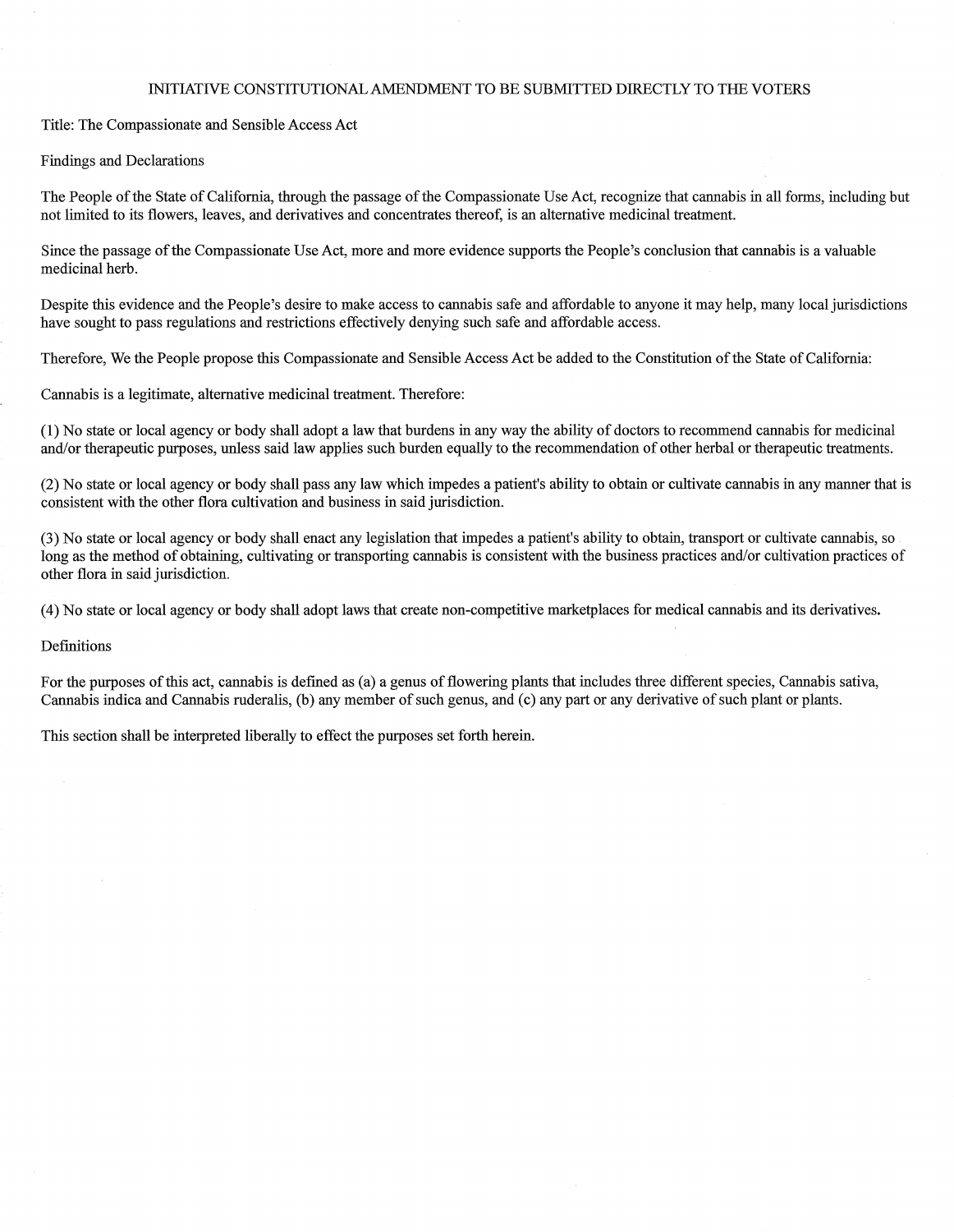# INITIATIVE CONSTITUTIONAL AMENDMENT TO BE SUBMITTED DIRECTLY TO THE VOTERS

Title: The Compassionate and Sensible Access Act

## Findings and Declarations

The People of the State of California, through the passage of the Compassionate Use Act, recognize that cannabis in all forms, including but not limited to its flowers, leaves, and derivatives and concentrates thereof, is an alternative medicinal treatment.

Since the passage of the Compassionate Use Act, more and more evidence supports the People's conclusion that cannabis is a valuable medicinal herb.

Despite this evidence and the People's desire to make access to cannabis safe and affordable to anyone it may help, many local jurisdictions have sought to pass regulations and restrictions effectively denying such safe and affordable access.

Therefore, We the People propose this Compassionate and Sensible Access Act be added to the Constitution of the State of California:

Cannabis is a legitimate, alternative medicinal treatment. Therefore:

(1) No state or local agency or body shall adopt a law that burdens in any way the ability of doctors to recommend cannabis for medicinal and/or therapeutic purposes, unless said law applies such burden equally to the recommendation of other herbal or therapeutic treatments.

(2) No state or local agency or body shall pass any law which impedes a patient's ability to obtain or cultivate cannabis in any manner that is consistent with the other flora cultivation and business in said jurisdiction.

(3) No state or local agency or body shall enact any legislation that impedes a patient's ability to obtain, transport or cultivate cannabis, so long as the method of obtaining, cultivating or transporting cannabis is consistent with the business practices and/or cultivation practices of other flora in said jurisdiction.

(4) No state or local agency or body shall adopt laws that create non-competitive marketplaces for medical cannabis and its derivatives.

## Definitions

For the purposes of this act, cannabis is defined as (a) a genus of flowering plants that includes three different species, Cannabis sativa, Cannabis indica and Cannabis ruderalis, (b) any member of such genus, and (c) any part or any derivative of such plant or plants.

This section shall be interpreted liberally to effect the purposes set forth herein.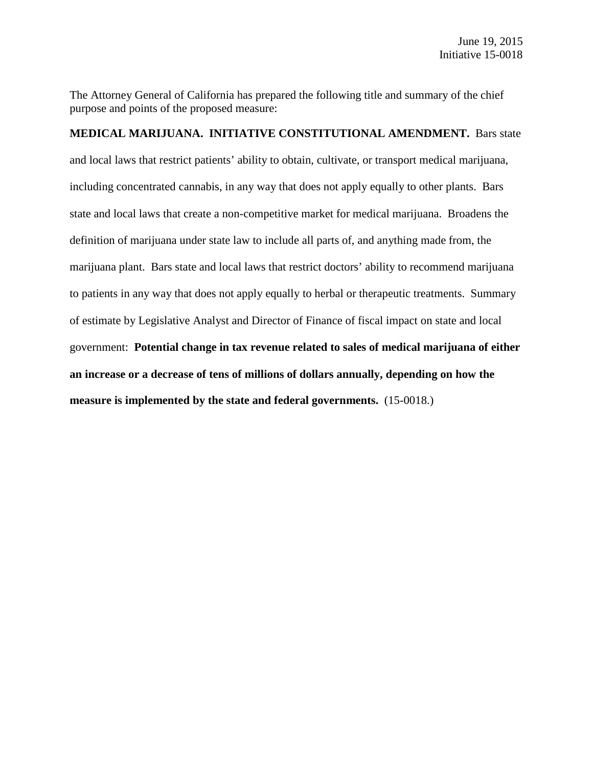June 19, 2015
Initiative 15-0018

The Attorney General of California has prepared the following title and summary of the chief purpose and points of the proposed measure:

**MEDICAL MARIJUANA. INITIATIVE CONSTITUTIONAL AMENDMENT.** Bars state and local laws that restrict patients' ability to obtain, cultivate, or transport medical marijuana, including concentrated cannabis, in any way that does not apply equally to other plants. Bars state and local laws that create a non-competitive market for medical marijuana. Broadens the definition of marijuana under state law to include all parts of, and anything made from, the marijuana plant. Bars state and local laws that restrict doctors' ability to recommend marijuana to patients in any way that does not apply equally to herbal or therapeutic treatments. Summary of estimate by Legislative Analyst and Director of Finance of fiscal impact on state and local government: **Potential change in tax revenue related to sales of medical marijuana of either an increase or a decrease of tens of millions of dollars annually, depending on how the measure is implemented by the state and federal governments.** (15-0018.)